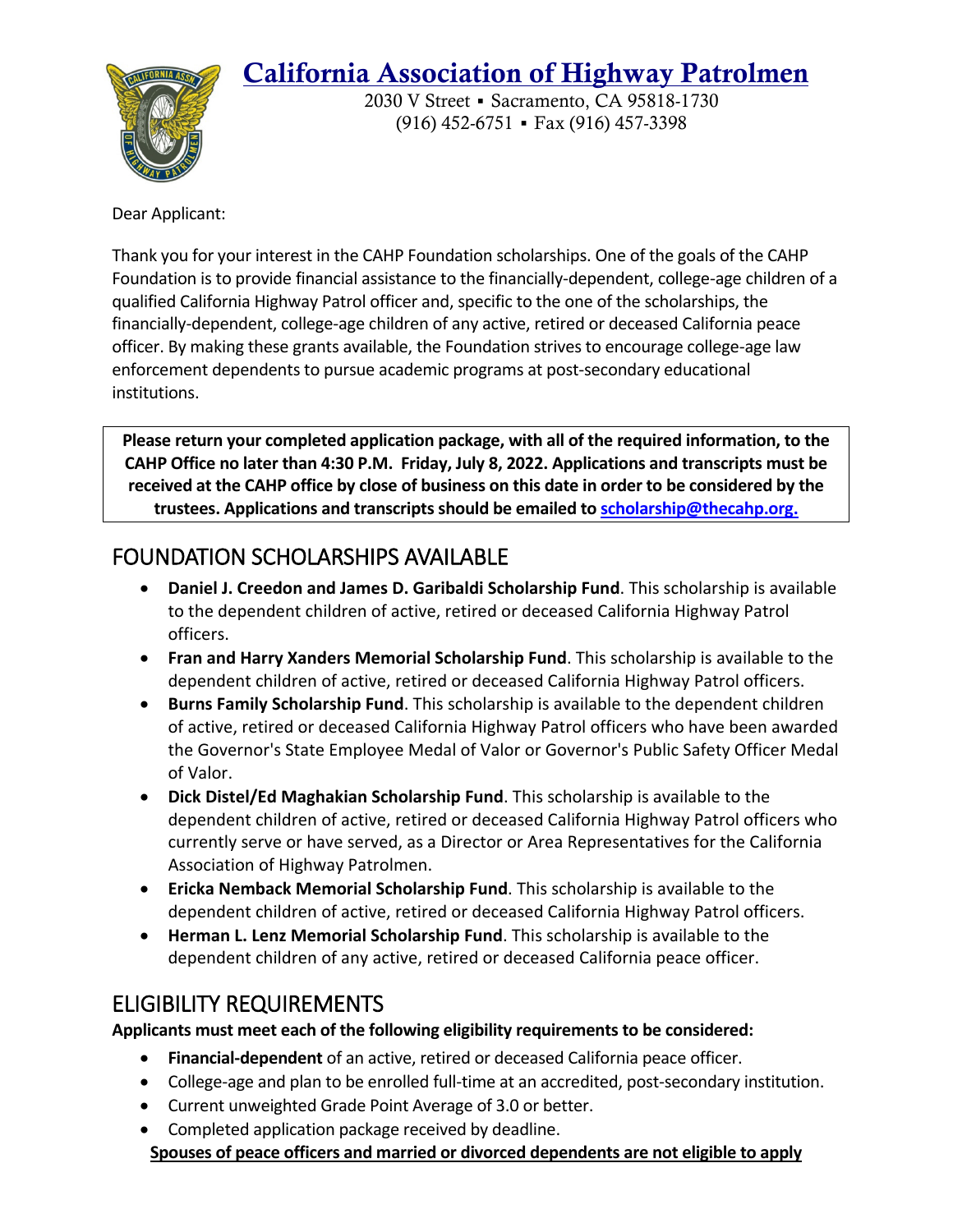# California Association of Highway Patrolmen

2030 V Street ▪ Sacramento, CA 95818-1730
(916) 452-6751 ▪ Fax (916) 457-3398

Dear Applicant:

Thank you for your interest in the CAHP Foundation scholarships. One of the goals of the CAHP Foundation is to provide financial assistance to the financially-dependent, college-age children of a qualified California Highway Patrol officer and, specific to the one of the scholarships, the financially-dependent, college-age children of any active, retired or deceased California peace officer. By making these grants available, the Foundation strives to encourage college-age law enforcement dependents to pursue academic programs at post-secondary educational institutions.

**Please return your completed application package, with all of the required information, to the CAHP Office no later than 4:30 P.M. Friday, July 8, 2022. Applications and transcripts must be received at the CAHP office by close of business on this date in order to be considered by the trustees. Applications and transcripts should be emailed to scholarship@thecahp.org.**

## FOUNDATION SCHOLARSHIPS AVAILABLE

- **Daniel J. Creedon and James D. Garibaldi Scholarship Fund**. This scholarship is available to the dependent children of active, retired or deceased California Highway Patrol officers.
- **Fran and Harry Xanders Memorial Scholarship Fund**. This scholarship is available to the dependent children of active, retired or deceased California Highway Patrol officers.
- **Burns Family Scholarship Fund**. This scholarship is available to the dependent children of active, retired or deceased California Highway Patrol officers who have been awarded the Governor's State Employee Medal of Valor or Governor's Public Safety Officer Medal of Valor.
- **Dick Distel/Ed Maghakian Scholarship Fund**. This scholarship is available to the dependent children of active, retired or deceased California Highway Patrol officers who currently serve or have served, as a Director or Area Representatives for the California Association of Highway Patrolmen.
- **Ericka Nemback Memorial Scholarship Fund**. This scholarship is available to the dependent children of active, retired or deceased California Highway Patrol officers.
- **Herman L. Lenz Memorial Scholarship Fund**. This scholarship is available to the dependent children of any active, retired or deceased California peace officer.

## ELIGIBILITY REQUIREMENTS

**Applicants must meet each of the following eligibility requirements to be considered:**

- **Financial-dependent** of an active, retired or deceased California peace officer.
- College-age and plan to be enrolled full-time at an accredited, post-secondary institution.
- Current unweighted Grade Point Average of 3.0 or better.
- Completed application package received by deadline.

**Spouses of peace officers and married or divorced dependents are not eligible to apply**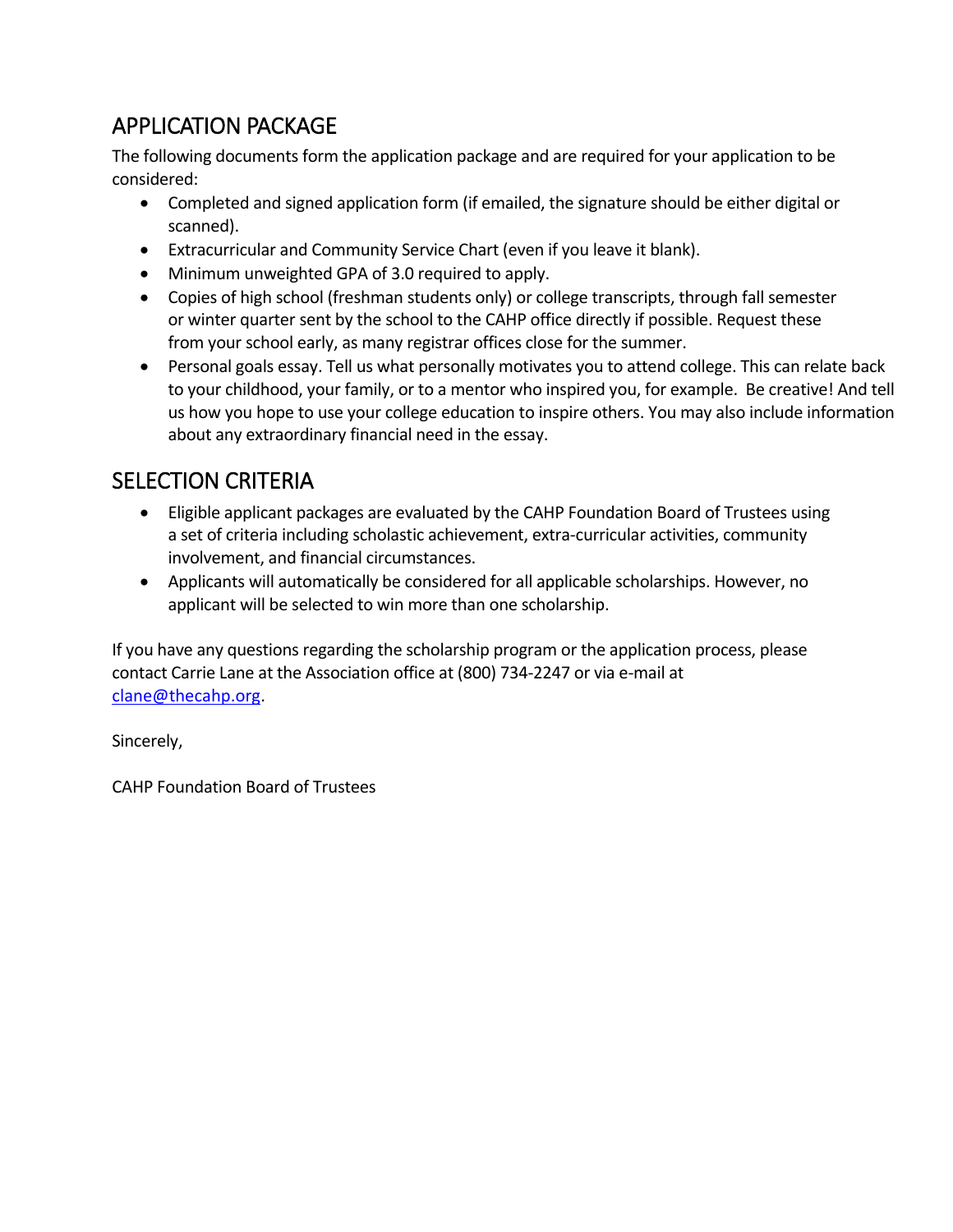## APPLICATION PACKAGE

The following documents form the application package and are required for your application to be considered:

- Completed and signed application form (if emailed, the signature should be either digital or scanned).
- Extracurricular and Community Service Chart (even if you leave it blank).
- Minimum unweighted GPA of 3.0 required to apply.
- Copies of high school (freshman students only) or college transcripts, through fall semester or winter quarter sent by the school to the CAHP office directly if possible. Request these from your school early, as many registrar offices close for the summer.
- Personal goals essay. Tell us what personally motivates you to attend college. This can relate back to your childhood, your family, or to a mentor who inspired you, for example. Be creative! And tell us how you hope to use your college education to inspire others. You may also include information about any extraordinary financial need in the essay.

## SELECTION CRITERIA

- Eligible applicant packages are evaluated by the CAHP Foundation Board of Trustees using a set of criteria including scholastic achievement, extra-curricular activities, community involvement, and financial circumstances.
- Applicants will automatically be considered for all applicable scholarships. However, no applicant will be selected to win more than one scholarship.

If you have any questions regarding the scholarship program or the application process, please contact Carrie Lane at the Association office at (800) 734-2247 or via e-mail at [clane@thecahp.org](mailto:clane@thecahp.org).

Sincerely,

CAHP Foundation Board of Trustees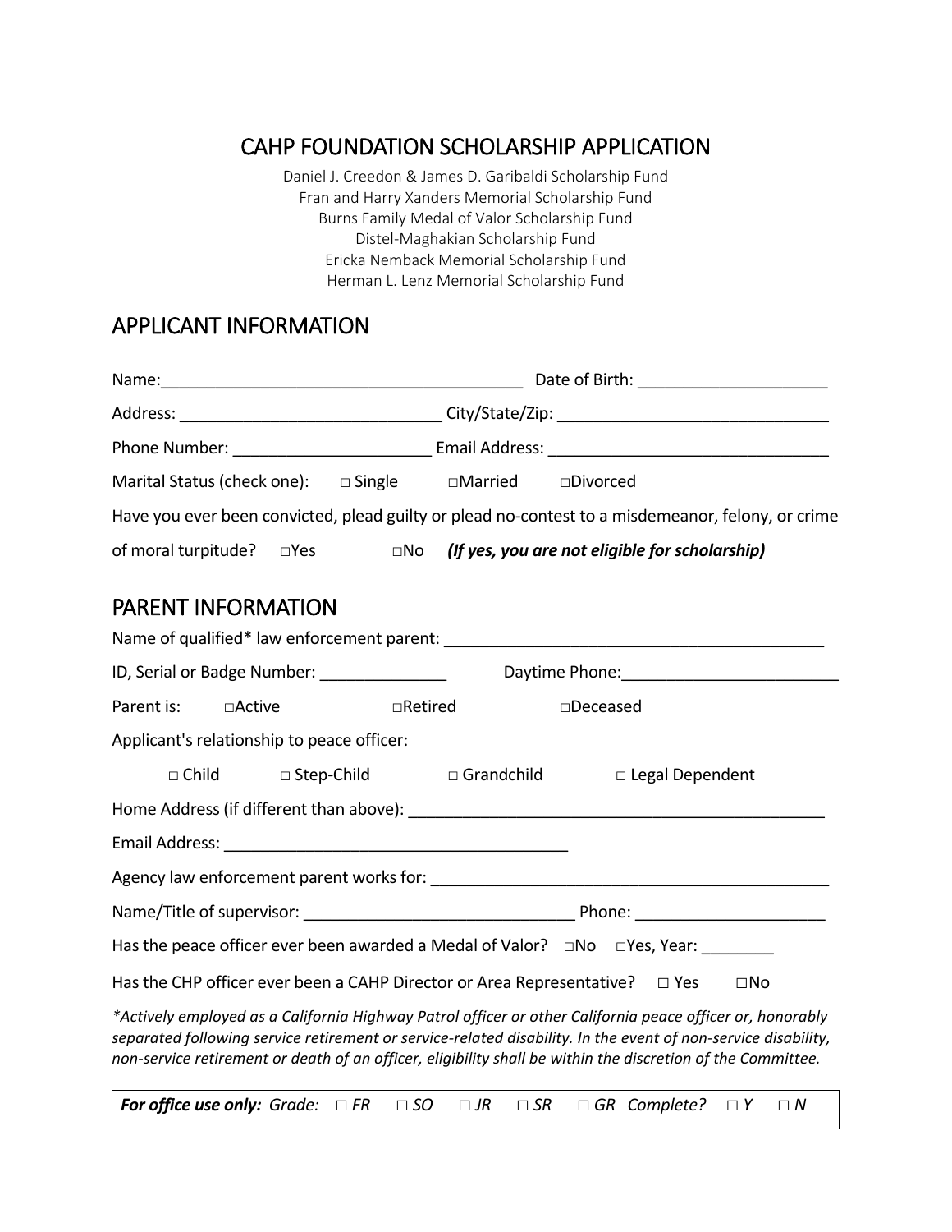# CAHP FOUNDATION SCHOLARSHIP APPLICATION

Daniel J. Creedon & James D. Garibaldi Scholarship Fund
Fran and Harry Xanders Memorial Scholarship Fund
Burns Family Medal of Valor Scholarship Fund
Distel-Maghakian Scholarship Fund
Ericka Nemback Memorial Scholarship Fund
Herman L. Lenz Memorial Scholarship Fund

## APPLICANT INFORMATION

Name:________________________________________ Date of Birth: ____________________

Address: _____________________________ City/State/Zip: _____________________________

Phone Number: ______________________ Email Address: ______________________________

Marital Status (check one): □ Single □Married □Divorced

Have you ever been convicted, plead guilty or plead no-contest to a misdemeanor, felony, or crime of moral turpitude? □Yes □No ***(If yes, you are not eligible for scholarship)***

## PARENT INFORMATION

Name of qualified* law enforcement parent: ________________________________________

ID, Serial or Badge Number: ______________ Daytime Phone:_______________________

Parent is: □Active □Retired □Deceased

Applicant's relationship to peace officer:

□ Child □ Step-Child □ Grandchild □ Legal Dependent

Home Address (if different than above): ____________________________________________

Email Address: ______________________________________

Agency law enforcement parent works for: ___________________________________________

Name/Title of supervisor: _____________________________ Phone: ____________________

Has the peace officer ever been awarded a Medal of Valor? □No □Yes, Year: ________

Has the CHP officer ever been a CAHP Director or Area Representative? □ Yes □No

*\*Actively employed as a California Highway Patrol officer or other California peace officer or, honorably separated following service retirement or service-related disability. In the event of non-service disability, non-service retirement or death of an officer, eligibility shall be within the discretion of the Committee.*

***For office use only:*** *Grade: □ FR □ SO □ JR □ SR □ GR Complete? □ Y □ N*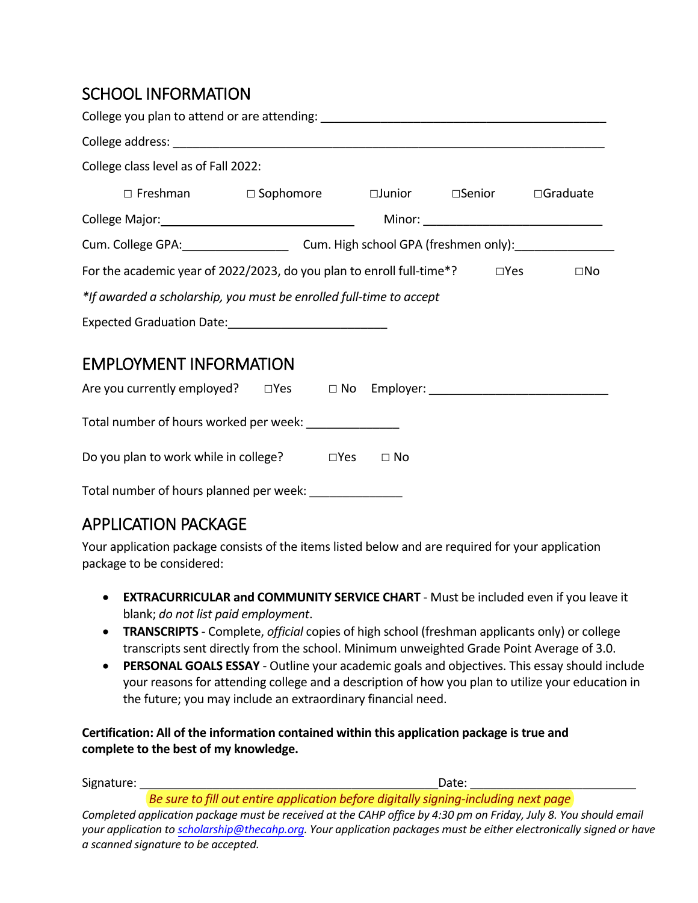## SCHOOL INFORMATION

College you plan to attend or are attending: ___________________________________________

College address: _________________________________________________________________

College class level as of Fall 2022:

□ Freshman □ Sophomore □Junior □Senior □Graduate

College Major:_____________________________ Minor: ___________________________

Cum. College GPA:________________ Cum. High school GPA (freshmen only):_______________

For the academic year of 2022/2023, do you plan to enroll full-time*? □Yes □No

*\*If awarded a scholarship, you must be enrolled full-time to accept*

Expected Graduation Date:________________________

## EMPLOYMENT INFORMATION

Are you currently employed? □Yes □ No Employer: ___________________________

Total number of hours worked per week: ______________

Do you plan to work while in college? □Yes □ No

Total number of hours planned per week: ______________

## APPLICATION PACKAGE

Your application package consists of the items listed below and are required for your application package to be considered:

- **EXTRACURRICULAR and COMMUNITY SERVICE CHART** - Must be included even if you leave it blank; *do not list paid employment*.
- **TRANSCRIPTS** - Complete, *official* copies of high school (freshman applicants only) or college transcripts sent directly from the school. Minimum unweighted Grade Point Average of 3.0.
- **PERSONAL GOALS ESSAY** - Outline your academic goals and objectives. This essay should include your reasons for attending college and a description of how you plan to utilize your education in the future; you may include an extraordinary financial need.

**Certification: All of the information contained within this application package is true and complete to the best of my knowledge.**

Signature: _____________________________________________Date: _________________________

*Be sure to fill out entire application before digitally signing-including next page*

*Completed application package must be received at the CAHP office by 4:30 pm on Friday, July 8. You should email your application to scholarship@thecahp.org. Your application packages must be either electronically signed or have a scanned signature to be accepted.*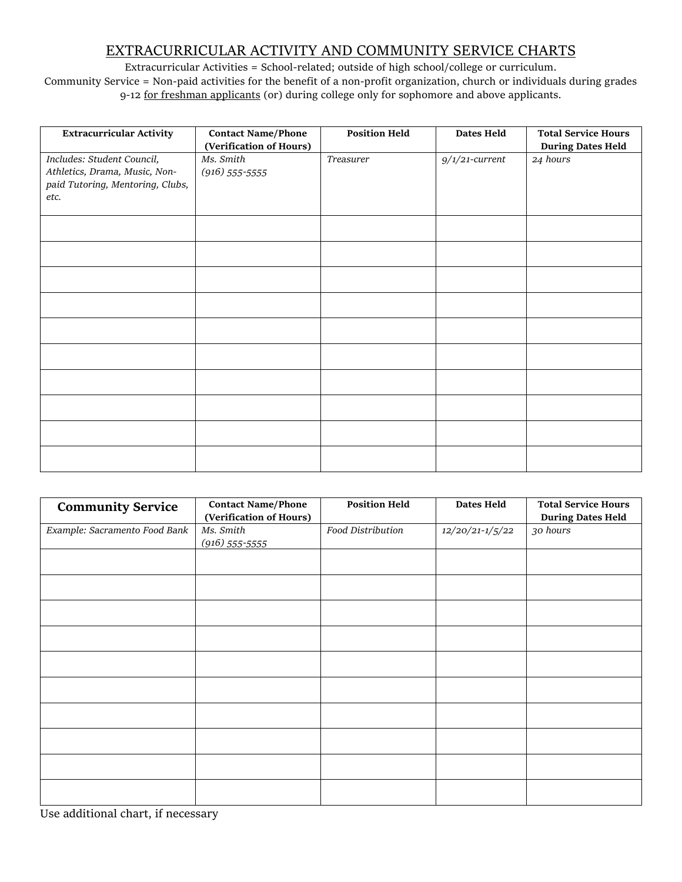# EXTRACURRICULAR ACTIVITY AND COMMUNITY SERVICE CHARTS

Extracurricular Activities = School-related; outside of high school/college or curriculum.

Community Service = Non-paid activities for the benefit of a non-profit organization, church or individuals during grades 9-12 for freshman applicants (or) during college only for sophomore and above applicants.

| Extracurricular Activity | Contact Name/Phone (Verification of Hours) | Position Held | Dates Held | Total Service Hours During Dates Held |
|---|---|---|---|---|
| *Includes: Student Council, Athletics, Drama, Music, Non-paid Tutoring, Mentoring, Clubs, etc.* | *Ms. Smith (916) 555-5555* | *Treasurer* | *9/1/21-current* | *24 hours* |
| | | | | |
| | | | | |
| | | | | |
| | | | | |
| | | | | |
| | | | | |
| | | | | |
| | | | | |
| | | | | |
| | | | | |

| Community Service | Contact Name/Phone (Verification of Hours) | Position Held | Dates Held | Total Service Hours During Dates Held |
|---|---|---|---|---|
| *Example: Sacramento Food Bank* | *Ms. Smith (916) 555-5555* | *Food Distribution* | *12/20/21-1/5/22* | *30 hours* |
| | | | | |
| | | | | |
| | | | | |
| | | | | |
| | | | | |
| | | | | |
| | | | | |
| | | | | |
| | | | | |
| | | | | |

Use additional chart, if necessary